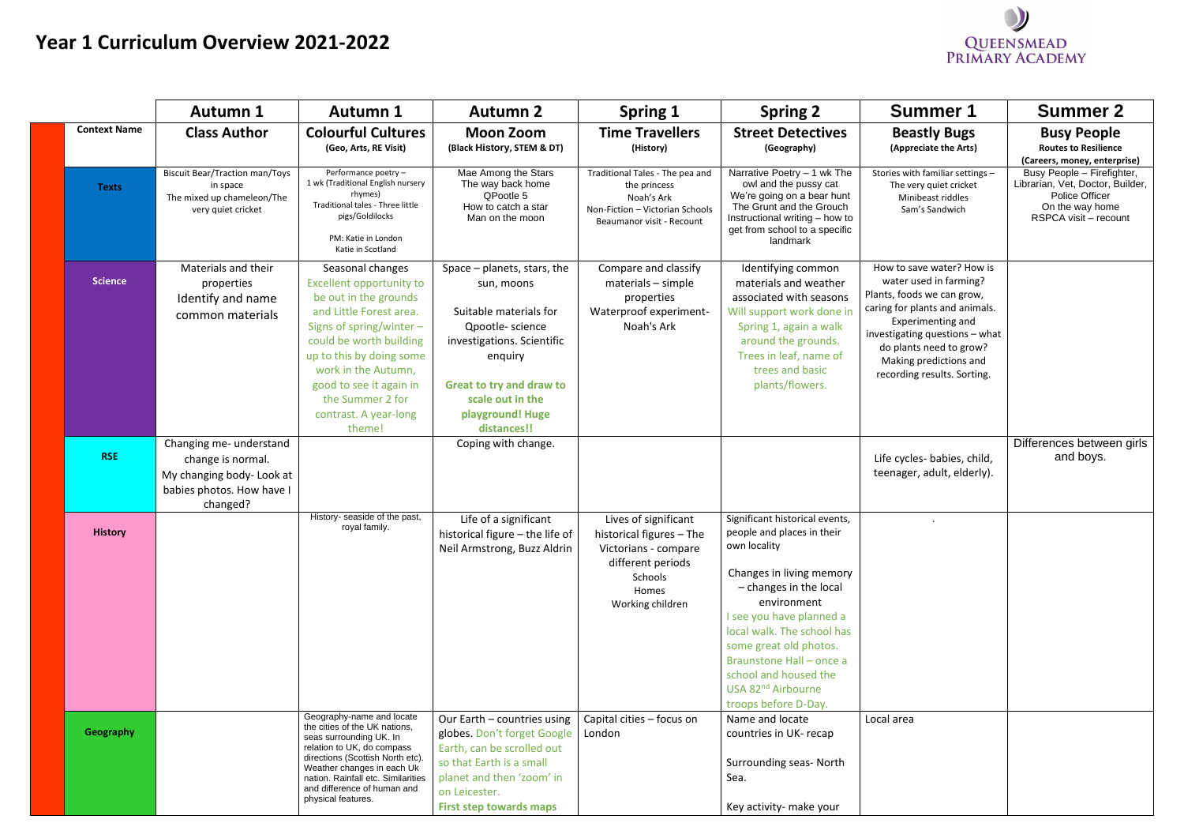# Year 1 Curriculum Overview 2021-2022

QUEENSMEAD PRIMARY ACADEMY

| | Autumn 1 | Autumn 1 | Autumn 2 | Spring 1 | Spring 2 | Summer 1 | Summer 2 |
|---|---|---|---|---|---|---|---|
| **Context Name** | **Class Author** | **Colourful Cultures** (Geo, Arts, RE Visit) | **Moon Zoom** (Black History, STEM & DT) | **Time Travellers** (History) | **Street Detectives** (Geography) | **Beastly Bugs** (Appreciate the Arts) | **Busy People** Routes to Resilience (Careers, money, enterprise) |
| **Texts** | Biscuit Bear/Traction man/Toys in space<br>The mixed up chameleon/The very quiet cricket | Performance poetry – 1 wk (Traditional English nursery rhymes)<br>Traditional tales - Three little pigs/Goldilocks<br><br>PM: Katie in London<br>Katie in Scotland | Mae Among the Stars<br>The way back home<br>QPootle 5<br>How to catch a star<br>Man on the moon | Traditional Tales - The pea and the princess<br>Noah's Ark<br>Non-Fiction – Victorian Schools<br>Beaumanor visit - Recount | Narrative Poetry – 1 wk The owl and the pussy cat<br>We're going on a bear hunt<br>The Grunt and the Grouch<br>Instructional writing – how to get from school to a specific landmark | Stories with familiar settings – The very quiet cricket<br>Minibeast riddles<br>Sam's Sandwich | Busy People – Firefighter, Librarian, Vet, Doctor, Builder, Police Officer<br>On the way home<br>RSPCA visit – recount |
| **Science** | Materials and their properties<br>Identify and name common materials | Seasonal changes<br>Excellent opportunity to be out in the grounds and Little Forest area. Signs of spring/winter – could be worth building up to this by doing some work in the Autumn, good to see it again in the Summer 2 for contrast. A year-long theme! | Space – planets, stars, the sun, moons<br><br>Suitable materials for Qpootle- science investigations. Scientific enquiry<br><br>**Great to try and draw to scale out in the playground! Huge distances!!** | Compare and classify materials – simple properties<br>Waterproof experiment- Noah's Ark | Identifying common materials and weather associated with seasons<br>Will support work done in Spring 1, again a walk around the grounds. Trees in leaf, name of trees and basic plants/flowers. | How to save water? How is water used in farming? Plants, foods we can grow, caring for plants and animals. Experimenting and investigating questions – what do plants need to grow? Making predictions and recording results. Sorting. | |
| **RSE** | Changing me- understand change is normal.<br>My changing body- Look at babies photos. How have I changed? | | Coping with change. | | | Life cycles- babies, child, teenager, adult, elderly). | Differences between girls and boys. |
| **History** | | History- seaside of the past, royal family. | Life of a significant historical figure – the life of Neil Armstrong, Buzz Aldrin | Lives of significant historical figures – The Victorians - compare different periods<br>Schools<br>Homes<br>Working children | Significant historical events, people and places in their own locality<br><br>Changes in living memory – changes in the local environment<br>I see you have planned a local walk. The school has some great old photos. Braunstone Hall – once a school and housed the USA 82nd Airbourne troops before D-Day. | . | |
| **Geography** | | Geography-name and locate the cities of the UK nations, seas surrounding UK. In relation to UK, do compass directions (Scottish North etc). Weather changes in each Uk nation. Rainfall etc. Similarities and difference of human and physical features. | Our Earth – countries using globes. Don't forget Google Earth, can be scrolled out so that Earth is a small planet and then 'zoom' in on Leicester.<br>**First step towards maps** | Capital cities – focus on London | Name and locate countries in UK- recap<br><br>Surrounding seas- North Sea.<br><br>Key activity- make your | Local area | |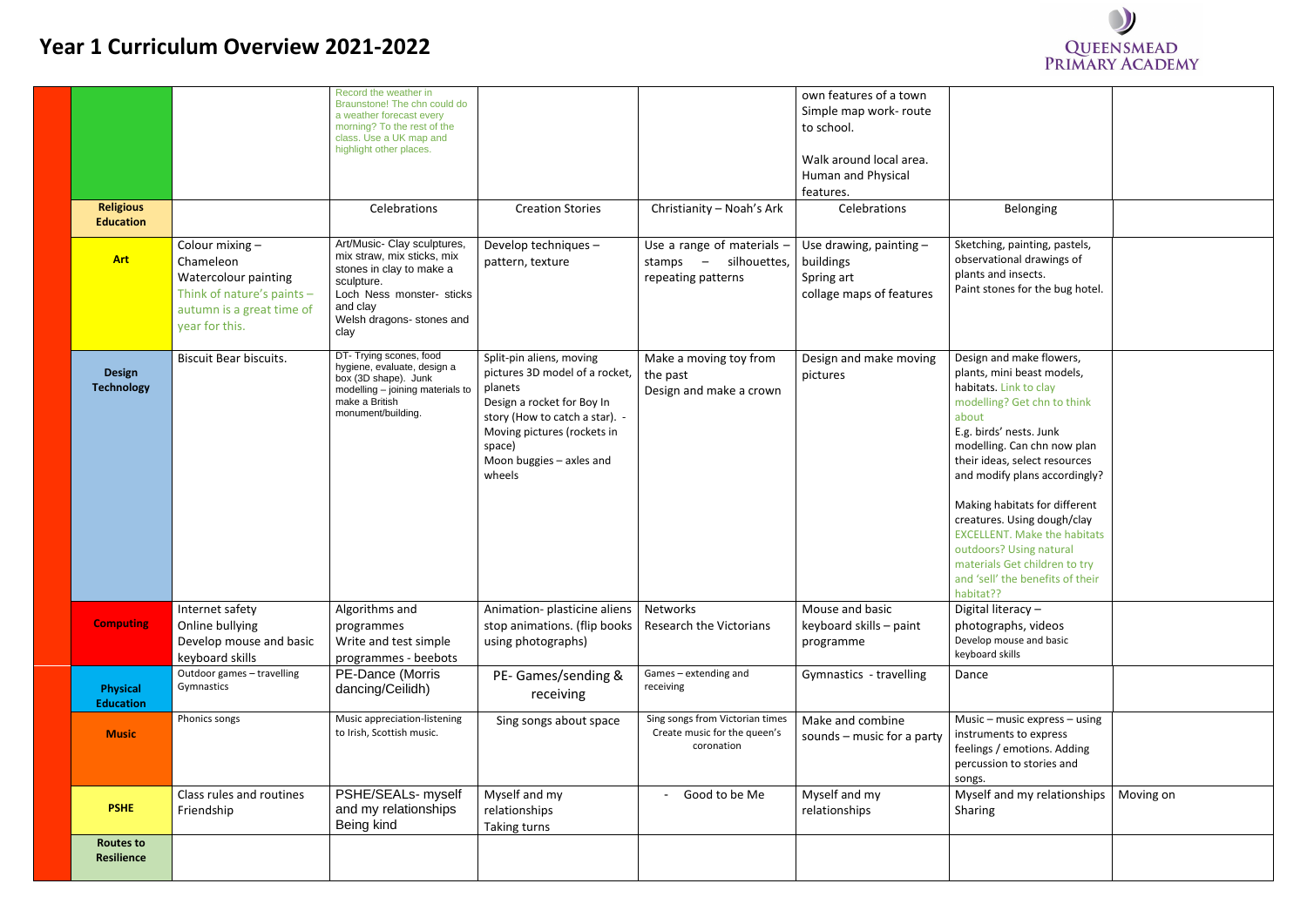# Year 1 Curriculum Overview 2021-2022

| | | | | | | | |
|---|---|---|---|---|---|---|---|
| | | Record the weather in Braunstone! The chn could do a weather forecast every morning? To the rest of the class. Use a UK map and highlight other places. | | | own features of a town<br>Simple map work- route to school.<br><br>Walk around local area. Human and Physical features. | | |
| **Religious Education** | | Celebrations | Creation Stories | Christianity – Noah's Ark | Celebrations | Belonging | |
| **Art** | Colour mixing – Chameleon<br>Watercolour painting<br>Think of nature's paints – autumn is a great time of year for this. | Art/Music- Clay sculptures, mix straw, mix sticks, mix stones in clay to make a sculpture.<br>Loch Ness monster- sticks and clay<br>Welsh dragons- stones and clay | Develop techniques – pattern, texture | Use a range of materials – stamps – silhouettes, repeating patterns | Use drawing, painting – buildings<br>Spring art<br>collage maps of features | Sketching, painting, pastels, observational drawings of plants and insects.<br>Paint stones for the bug hotel. | |
| **Design Technology** | Biscuit Bear biscuits. | DT- Trying scones, food hygiene, evaluate, design a box (3D shape). Junk modelling – joining materials to make a British monument/building. | Split-pin aliens, moving pictures 3D model of a rocket, planets<br>Design a rocket for Boy In story (How to catch a star). - Moving pictures (rockets in space)<br>Moon buggies – axles and wheels | Make a moving toy from the past<br>Design and make a crown | Design and make moving pictures | Design and make flowers, plants, mini beast models, habitats. Link to clay modelling? Get chn to think about<br>E.g. birds' nests. Junk modelling. Can chn now plan their ideas, select resources and modify plans accordingly?<br><br>Making habitats for different creatures. Using dough/clay EXCELLENT. Make the habitats outdoors? Using natural materials Get children to try and 'sell' the benefits of their habitat?? | |
| **Computing** | Internet safety<br>Online bullying<br>Develop mouse and basic keyboard skills | Algorithms and programmes<br>Write and test simple programmes - beebots | Animation- plasticine aliens stop animations. (flip books using photographs) | Networks<br>Research the Victorians | Mouse and basic keyboard skills – paint programme | Digital literacy – photographs, videos<br>Develop mouse and basic keyboard skills | |
| **Physical Education** | Outdoor games – travelling<br>Gymnastics | PE-Dance (Morris dancing/Ceilidh) | PE- Games/sending & receiving | Games – extending and receiving | Gymnastics - travelling | Dance | |
| **Music** | Phonics songs | Music appreciation-listening to Irish, Scottish music. | Sing songs about space | Sing songs from Victorian times<br>Create music for the queen's coronation | Make and combine sounds – music for a party | Music – music express – using instruments to express feelings / emotions. Adding percussion to stories and songs. | |
| **PSHE** | Class rules and routines<br>Friendship | PSHE/SEALs- myself and my relationships<br>Being kind | Myself and my relationships<br>Taking turns | - Good to be Me | Myself and my relationships | Myself and my relationships<br>Sharing | Moving on |
| **Routes to Resilience** | | | | | | | |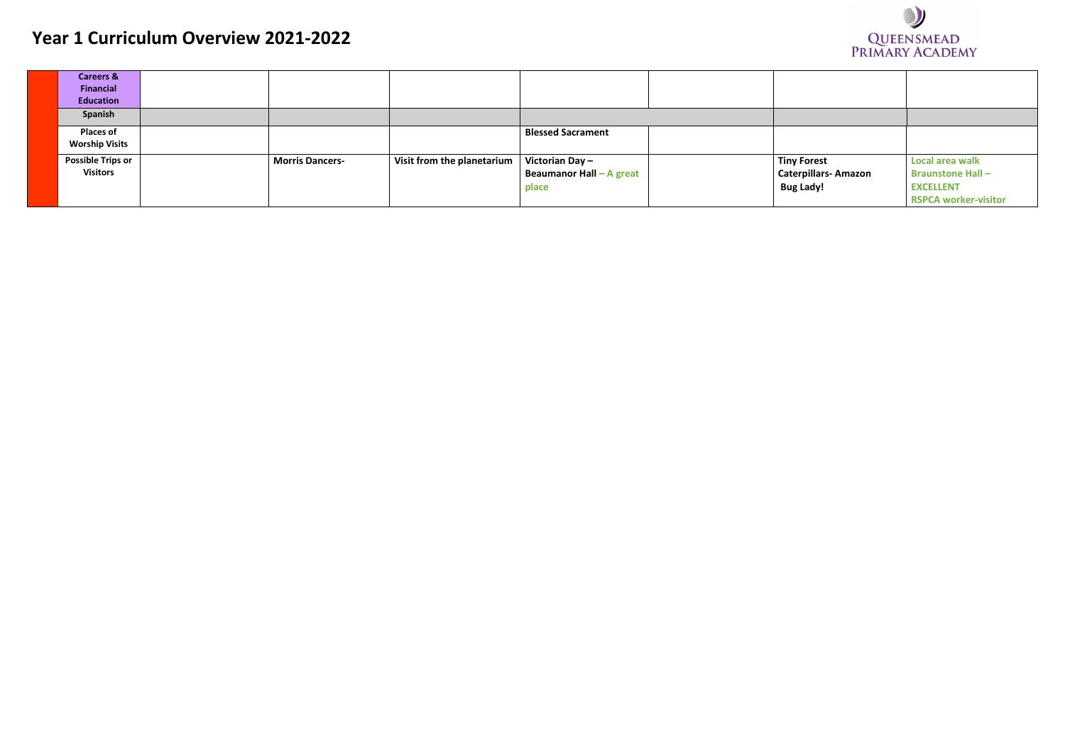# Year 1 Curriculum Overview 2021-2022

| | | | | | | | | |
|---|---|---|---|---|---|---|---|---|
| | **Careers & Financial Education** | | | | | | | |
| | **Spanish** | | | | | | | |
| | **Places of Worship Visits** | | | | **Blessed Sacrament** | | | |
| | **Possible Trips or Visitors** | | **Morris Dancers-** | **Visit from the planetarium** | **Victorian Day – Beaumanor Hall – A great place** | | **Tiny Forest Caterpillars- Amazon Bug Lady!** | **Local area walk Braunstone Hall – EXCELLENT RSPCA worker-visitor** |